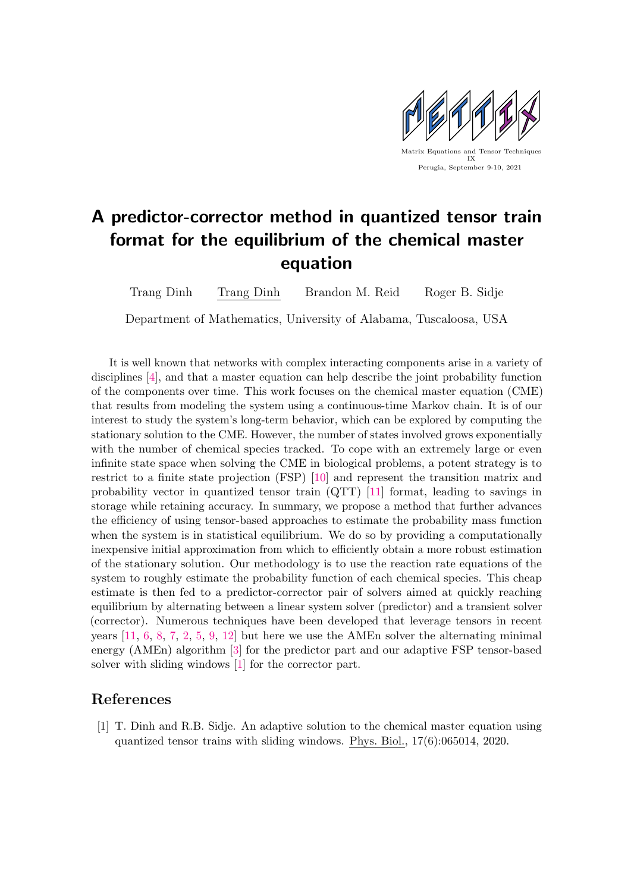# A predictor-corrector method in quantized tensor train format for the equilibrium of the chemical master equation

Trang Dinh  Trang Dinh  Brandon M. Reid  Roger B. Sidje

Department of Mathematics, University of Alabama, Tuscaloosa, USA

It is well known that networks with complex interacting components arise in a variety of disciplines [4], and that a master equation can help describe the joint probability function of the components over time. This work focuses on the chemical master equation (CME) that results from modeling the system using a continuous-time Markov chain. It is of our interest to study the system's long-term behavior, which can be explored by computing the stationary solution to the CME. However, the number of states involved grows exponentially with the number of chemical species tracked. To cope with an extremely large or even infinite state space when solving the CME in biological problems, a potent strategy is to restrict to a finite state projection (FSP) [10] and represent the transition matrix and probability vector in quantized tensor train (QTT) [11] format, leading to savings in storage while retaining accuracy. In summary, we propose a method that further advances the efficiency of using tensor-based approaches to estimate the probability mass function when the system is in statistical equilibrium. We do so by providing a computationally inexpensive initial approximation from which to efficiently obtain a more robust estimation of the stationary solution. Our methodology is to use the reaction rate equations of the system to roughly estimate the probability function of each chemical species. This cheap estimate is then fed to a predictor-corrector pair of solvers aimed at quickly reaching equilibrium by alternating between a linear system solver (predictor) and a transient solver (corrector). Numerous techniques have been developed that leverage tensors in recent years [11, 6, 8, 7, 2, 5, 9, 12] but here we use the AMEn solver the alternating minimal energy (AMEn) algorithm [3] for the predictor part and our adaptive FSP tensor-based solver with sliding windows [1] for the corrector part.

## References

[1] T. Dinh and R.B. Sidje. An adaptive solution to the chemical master equation using quantized tensor trains with sliding windows. Phys. Biol., 17(6):065014, 2020.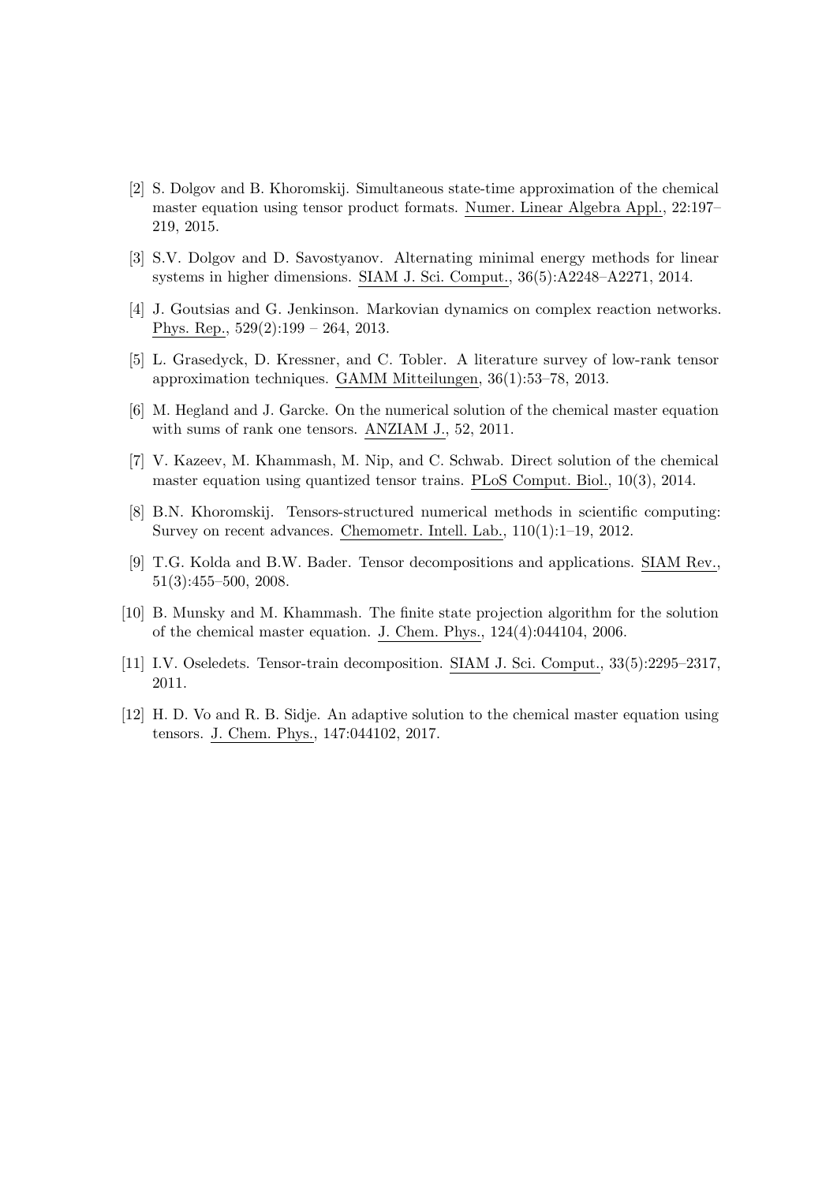[2] S. Dolgov and B. Khoromskij. Simultaneous state-time approximation of the chemical master equation using tensor product formats. Numer. Linear Algebra Appl., 22:197–219, 2015.

[3] S.V. Dolgov and D. Savostyanov. Alternating minimal energy methods for linear systems in higher dimensions. SIAM J. Sci. Comput., 36(5):A2248–A2271, 2014.

[4] J. Goutsias and G. Jenkinson. Markovian dynamics on complex reaction networks. Phys. Rep., 529(2):199 – 264, 2013.

[5] L. Grasedyck, D. Kressner, and C. Tobler. A literature survey of low-rank tensor approximation techniques. GAMM Mitteilungen, 36(1):53–78, 2013.

[6] M. Hegland and J. Garcke. On the numerical solution of the chemical master equation with sums of rank one tensors. ANZIAM J., 52, 2011.

[7] V. Kazeev, M. Khammash, M. Nip, and C. Schwab. Direct solution of the chemical master equation using quantized tensor trains. PLoS Comput. Biol., 10(3), 2014.

[8] B.N. Khoromskij. Tensors-structured numerical methods in scientific computing: Survey on recent advances. Chemometr. Intell. Lab., 110(1):1–19, 2012.

[9] T.G. Kolda and B.W. Bader. Tensor decompositions and applications. SIAM Rev., 51(3):455–500, 2008.

[10] B. Munsky and M. Khammash. The finite state projection algorithm for the solution of the chemical master equation. J. Chem. Phys., 124(4):044104, 2006.

[11] I.V. Oseledets. Tensor-train decomposition. SIAM J. Sci. Comput., 33(5):2295–2317, 2011.

[12] H. D. Vo and R. B. Sidje. An adaptive solution to the chemical master equation using tensors. J. Chem. Phys., 147:044102, 2017.